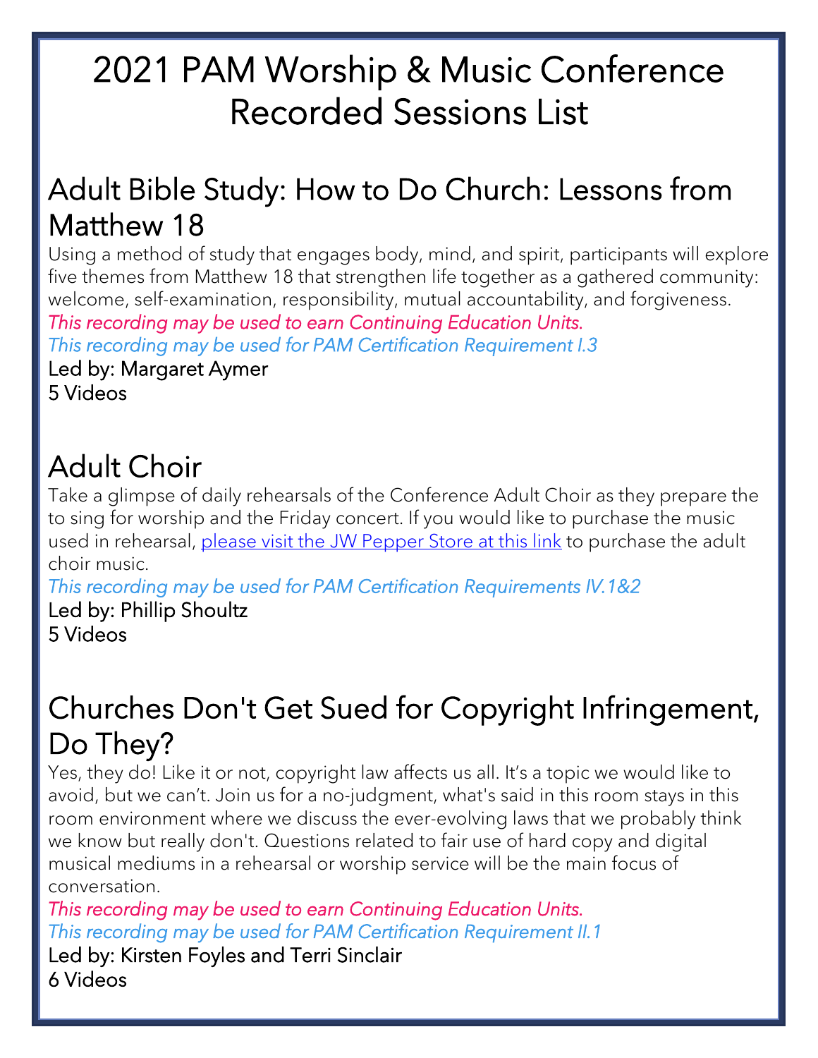# 2021 PAM Worship & Music Conference Recorded Sessions List

## Adult Bible Study: How to Do Church: Lessons from Matthew 18

Using a method of study that engages body, mind, and spirit, participants will explore five themes from Matthew 18 that strengthen life together as a gathered community: welcome, self-examination, responsibility, mutual accountability, and forgiveness.

*This recording may be used to earn Continuing Education Units.*

*This recording may be used for PAM Certification Requirement I.3*

Led by: Margaret Aymer

5 Videos

## Adult Choir

Take a glimpse of daily rehearsals of the Conference Adult Choir as they prepare the to sing for worship and the Friday concert. If you would like to purchase the music used in rehearsal, please visit the JW Pepper Store at this link to purchase the adult choir music.

*This recording may be used for PAM Certification Requirements IV.1&2*

Led by: Phillip Shoultz

5 Videos

## Churches Don't Get Sued for Copyright Infringement, Do They?

Yes, they do! Like it or not, copyright law affects us all. It's a topic we would like to avoid, but we can't. Join us for a no-judgment, what's said in this room stays in this room environment where we discuss the ever-evolving laws that we probably think we know but really don't. Questions related to fair use of hard copy and digital musical mediums in a rehearsal or worship service will be the main focus of conversation.

*This recording may be used to earn Continuing Education Units.*

*This recording may be used for PAM Certification Requirement II.1*

Led by: Kirsten Foyles and Terri Sinclair

6 Videos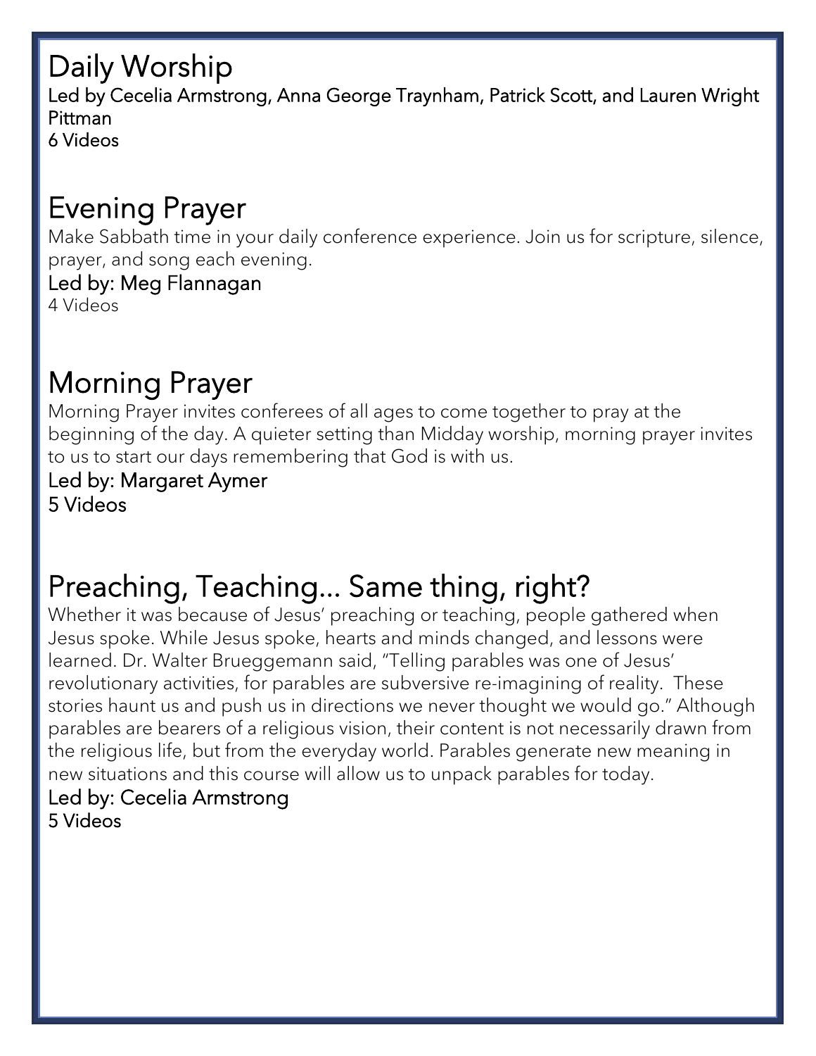## Daily Worship

Led by Cecelia Armstrong, Anna George Traynham, Patrick Scott, and Lauren Wright Pittman
6 Videos

## Evening Prayer

Make Sabbath time in your daily conference experience. Join us for scripture, silence, prayer, and song each evening.

Led by: Meg Flannagan
4 Videos

## Morning Prayer

Morning Prayer invites conferees of all ages to come together to pray at the beginning of the day. A quieter setting than Midday worship, morning prayer invites to us to start our days remembering that God is with us.

Led by: Margaret Aymer
5 Videos

## Preaching, Teaching… Same thing, right?

Whether it was because of Jesus' preaching or teaching, people gathered when Jesus spoke. While Jesus spoke, hearts and minds changed, and lessons were learned. Dr. Walter Brueggemann said, "Telling parables was one of Jesus' revolutionary activities, for parables are subversive re-imagining of reality. These stories haunt us and push us in directions we never thought we would go." Although parables are bearers of a religious vision, their content is not necessarily drawn from the religious life, but from the everyday world. Parables generate new meaning in new situations and this course will allow us to unpack parables for today.

Led by: Cecelia Armstrong
5 Videos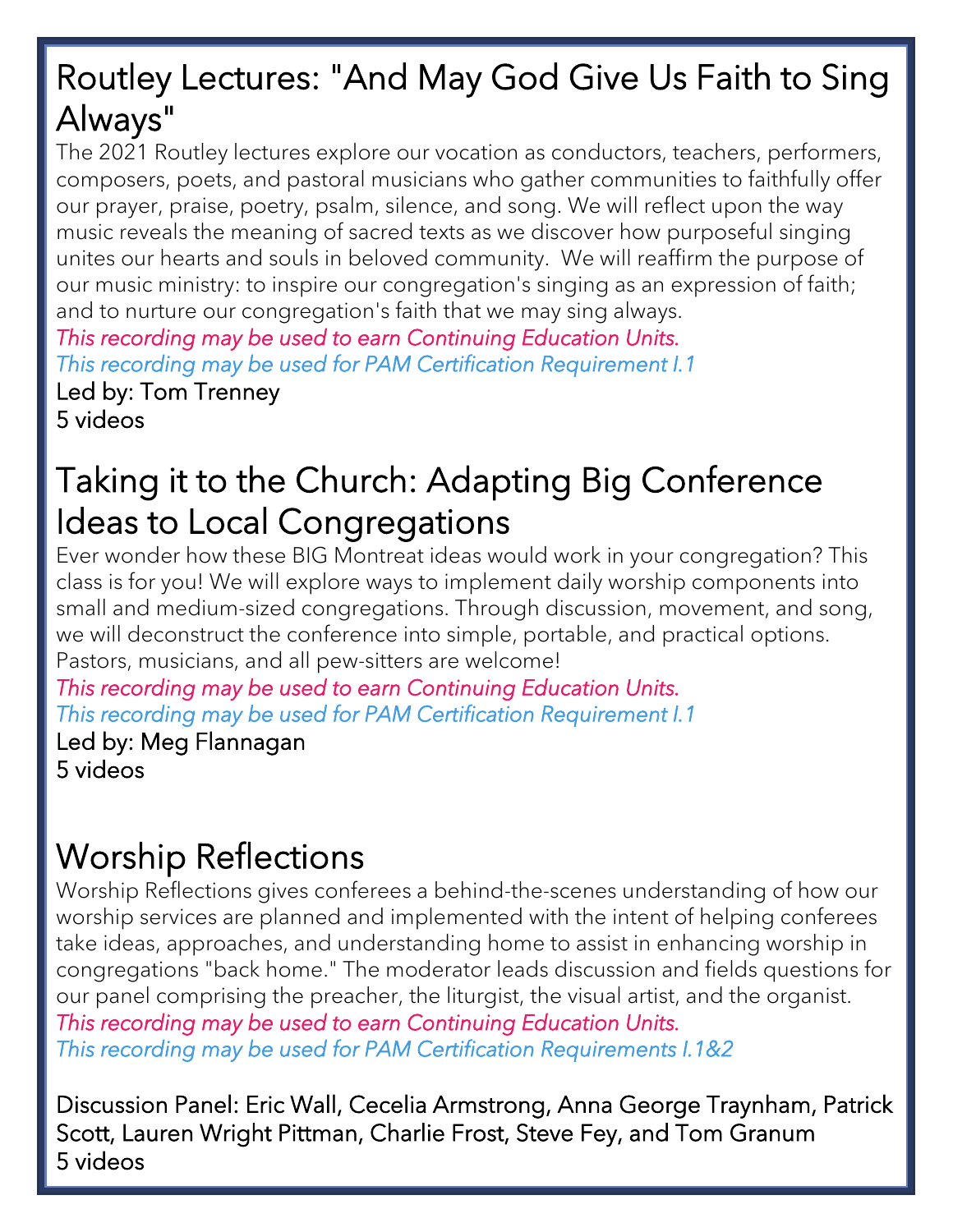## Routley Lectures: "And May God Give Us Faith to Sing Always"

The 2021 Routley lectures explore our vocation as conductors, teachers, performers, composers, poets, and pastoral musicians who gather communities to faithfully offer our prayer, praise, poetry, psalm, silence, and song. We will reflect upon the way music reveals the meaning of sacred texts as we discover how purposeful singing unites our hearts and souls in beloved community. We will reaffirm the purpose of our music ministry: to inspire our congregation's singing as an expression of faith; and to nurture our congregation's faith that we may sing always.

*This recording may be used to earn Continuing Education Units.*

*This recording may be used for PAM Certification Requirement I.1*

Led by: Tom Trenney

5 videos

## Taking it to the Church: Adapting Big Conference Ideas to Local Congregations

Ever wonder how these BIG Montreat ideas would work in your congregation? This class is for you! We will explore ways to implement daily worship components into small and medium-sized congregations. Through discussion, movement, and song, we will deconstruct the conference into simple, portable, and practical options. Pastors, musicians, and all pew-sitters are welcome!

*This recording may be used to earn Continuing Education Units.*

*This recording may be used for PAM Certification Requirement I.1*

Led by: Meg Flannagan

5 videos

## Worship Reflections

Worship Reflections gives conferees a behind-the-scenes understanding of how our worship services are planned and implemented with the intent of helping conferees take ideas, approaches, and understanding home to assist in enhancing worship in congregations "back home." The moderator leads discussion and fields questions for our panel comprising the preacher, the liturgist, the visual artist, and the organist.

*This recording may be used to earn Continuing Education Units.*

*This recording may be used for PAM Certification Requirements I.1&2*

Discussion Panel: Eric Wall, Cecelia Armstrong, Anna George Traynham, Patrick Scott, Lauren Wright Pittman, Charlie Frost, Steve Fey, and Tom Granum

5 videos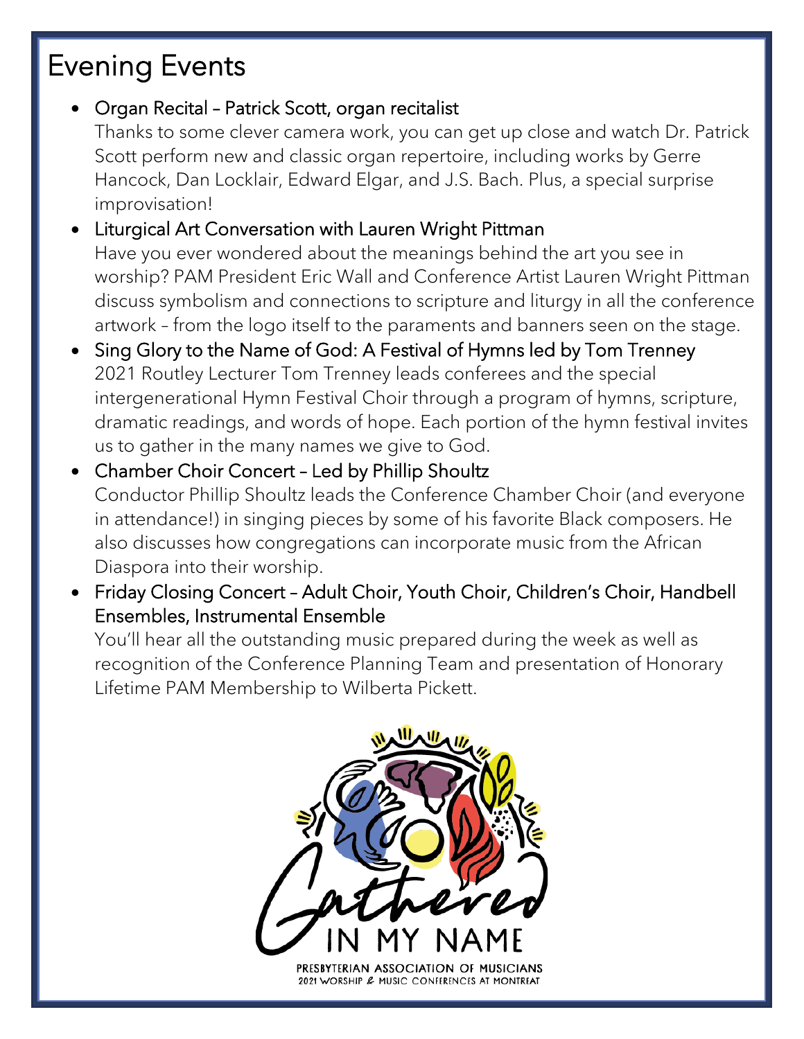# Evening Events

- Organ Recital – Patrick Scott, organ recitalist

  Thanks to some clever camera work, you can get up close and watch Dr. Patrick Scott perform new and classic organ repertoire, including works by Gerre Hancock, Dan Locklair, Edward Elgar, and J.S. Bach. Plus, a special surprise improvisation!

- Liturgical Art Conversation with Lauren Wright Pittman

  Have you ever wondered about the meanings behind the art you see in worship? PAM President Eric Wall and Conference Artist Lauren Wright Pittman discuss symbolism and connections to scripture and liturgy in all the conference artwork – from the logo itself to the paraments and banners seen on the stage.

- Sing Glory to the Name of God: A Festival of Hymns led by Tom Trenney

  2021 Routley Lecturer Tom Trenney leads conferees and the special intergenerational Hymn Festival Choir through a program of hymns, scripture, dramatic readings, and words of hope. Each portion of the hymn festival invites us to gather in the many names we give to God.

- Chamber Choir Concert – Led by Phillip Shoultz

  Conductor Phillip Shoultz leads the Conference Chamber Choir (and everyone in attendance!) in singing pieces by some of his favorite Black composers. He also discusses how congregations can incorporate music from the African Diaspora into their worship.

- Friday Closing Concert – Adult Choir, Youth Choir, Children's Choir, Handbell Ensembles, Instrumental Ensemble

  You'll hear all the outstanding music prepared during the week as well as recognition of the Conference Planning Team and presentation of Honorary Lifetime PAM Membership to Wilberta Pickett.

Gathered IN MY NAME

PRESBYTERIAN ASSOCIATION OF MUSICIANS
2021 WORSHIP & MUSIC CONFERENCES AT MONTREAT